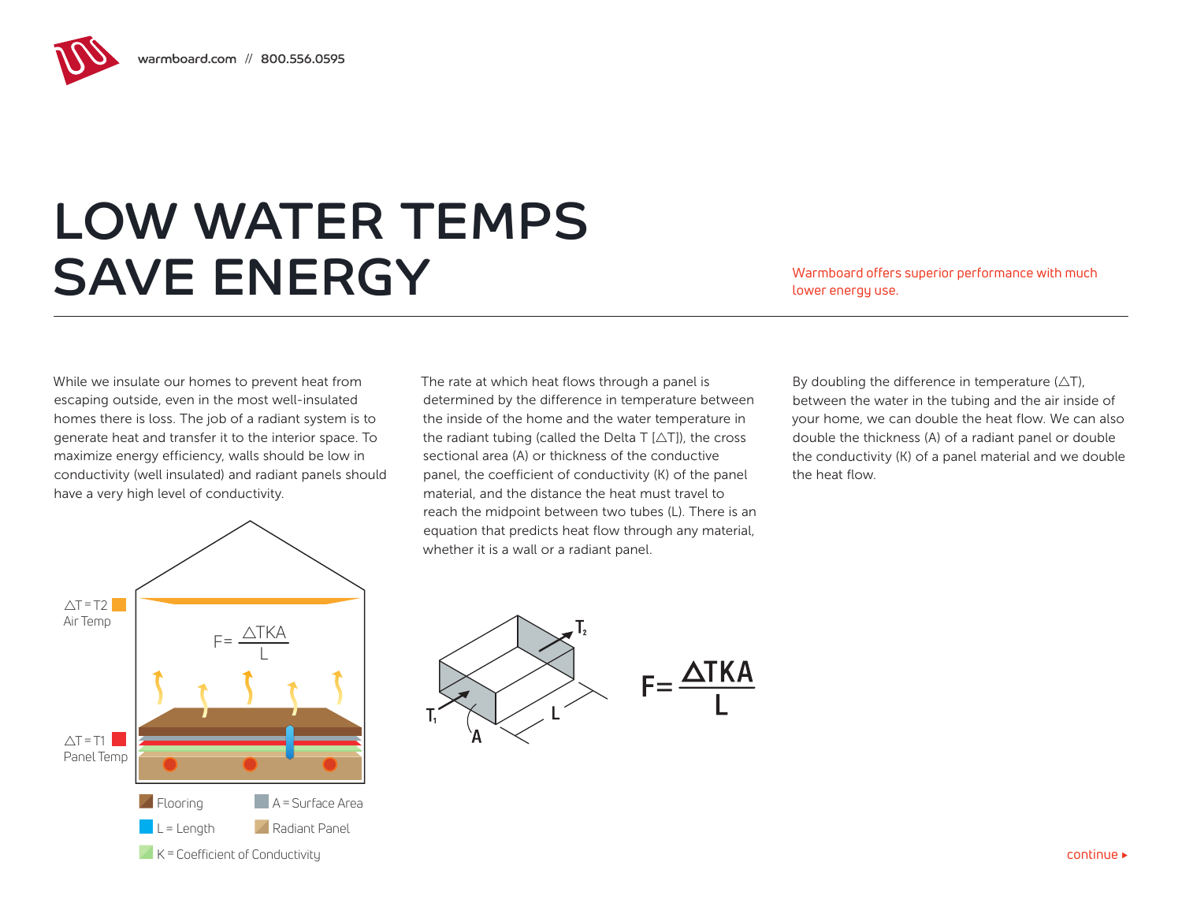# LOW WATER TEMPS SAVE ENERGY

Warmboard offers superior performance with much lower energy use.

While we insulate our homes to prevent heat from escaping outside, even in the most well-insulated homes there is loss. The job of a radiant system is to generate heat and transfer it to the interior space. To maximize energy efficiency, walls should be low in conductivity (well insulated) and radiant panels should have a very high level of conductivity.

$\triangle T = T2$ Air Temp

$$F = \frac{\triangle TKA}{L}$$

$\triangle T = T1$ Panel Temp

Flooring

A = Surface Area

L = Length

Radiant Panel

K = Coefficient of Conductivity

The rate at which heat flows through a panel is determined by the difference in temperature between the inside of the home and the water temperature in the radiant tubing (called the Delta T [$\triangle T$]), the cross sectional area (A) or thickness of the conductive panel, the coefficient of conductivity (K) of the panel material, and the distance the heat must travel to reach the midpoint between two tubes (L). There is an equation that predicts heat flow through any material, whether it is a wall or a radiant panel.

$T_2$, $T_1$, A, L

$$F = \frac{\Delta TKA}{L}$$

By doubling the difference in temperature ($\triangle T$), between the water in the tubing and the air inside of your home, we can double the heat flow. We can also double the thickness (A) of a radiant panel or double the conductivity (K) of a panel material and we double the heat flow.

continue ▸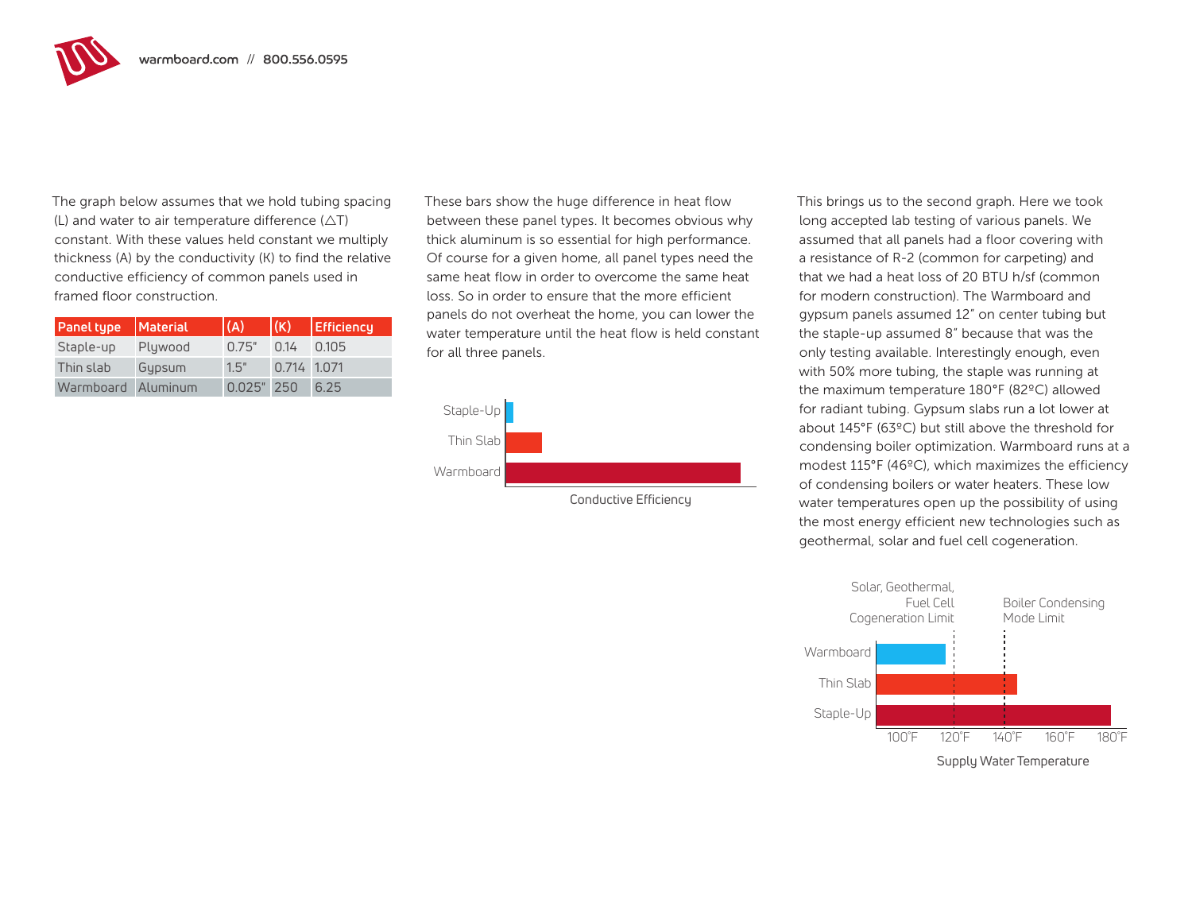The graph below assumes that we hold tubing spacing (L) and water to air temperature difference (△T) constant. With these values held constant we multiply thickness (A) by the conductivity (K) to find the relative conductive efficiency of common panels used in framed floor construction.

| Panel type | Material | (A) | (K) | Efficiency |
|---|---|---|---|---|
| Staple-up | Plywood | 0.75" | 0.14 | 0.105 |
| Thin slab | Gypsum | 1.5" | 0.714 | 1.071 |
| Warmboard | Aluminum | 0.025" | 250 | 6.25 |

These bars show the huge difference in heat flow between these panel types. It becomes obvious why thick aluminum is so essential for high performance. Of course for a given home, all panel types need the same heat flow in order to overcome the same heat loss. So in order to ensure that the more efficient panels do not overheat the home, you can lower the water temperature until the heat flow is held constant for all three panels.

Staple-Up
Thin Slab
Warmboard
Conductive Efficiency

This brings us to the second graph. Here we took long accepted lab testing of various panels. We assumed that all panels had a floor covering with a resistance of R-2 (common for carpeting) and that we had a heat loss of 20 BTU h/sf (common for modern construction). The Warmboard and gypsum panels assumed 12" on center tubing but the staple-up assumed 8" because that was the only testing available. Interestingly enough, even with 50% more tubing, the staple was running at the maximum temperature 180°F (82ºC) allowed for radiant tubing. Gypsum slabs run a lot lower at about 145°F (63ºC) but still above the threshold for condensing boiler optimization. Warmboard runs at a modest 115°F (46ºC), which maximizes the efficiency of condensing boilers or water heaters. These low water temperatures open up the possibility of using the most energy efficient new technologies such as geothermal, solar and fuel cell cogeneration.

Solar, Geothermal, Fuel Cell Cogeneration Limit
Boiler Condensing Mode Limit
Warmboard
Thin Slab
Staple-Up
100˚F 120˚F 140˚F 160˚F 180˚F
Supply Water Temperature